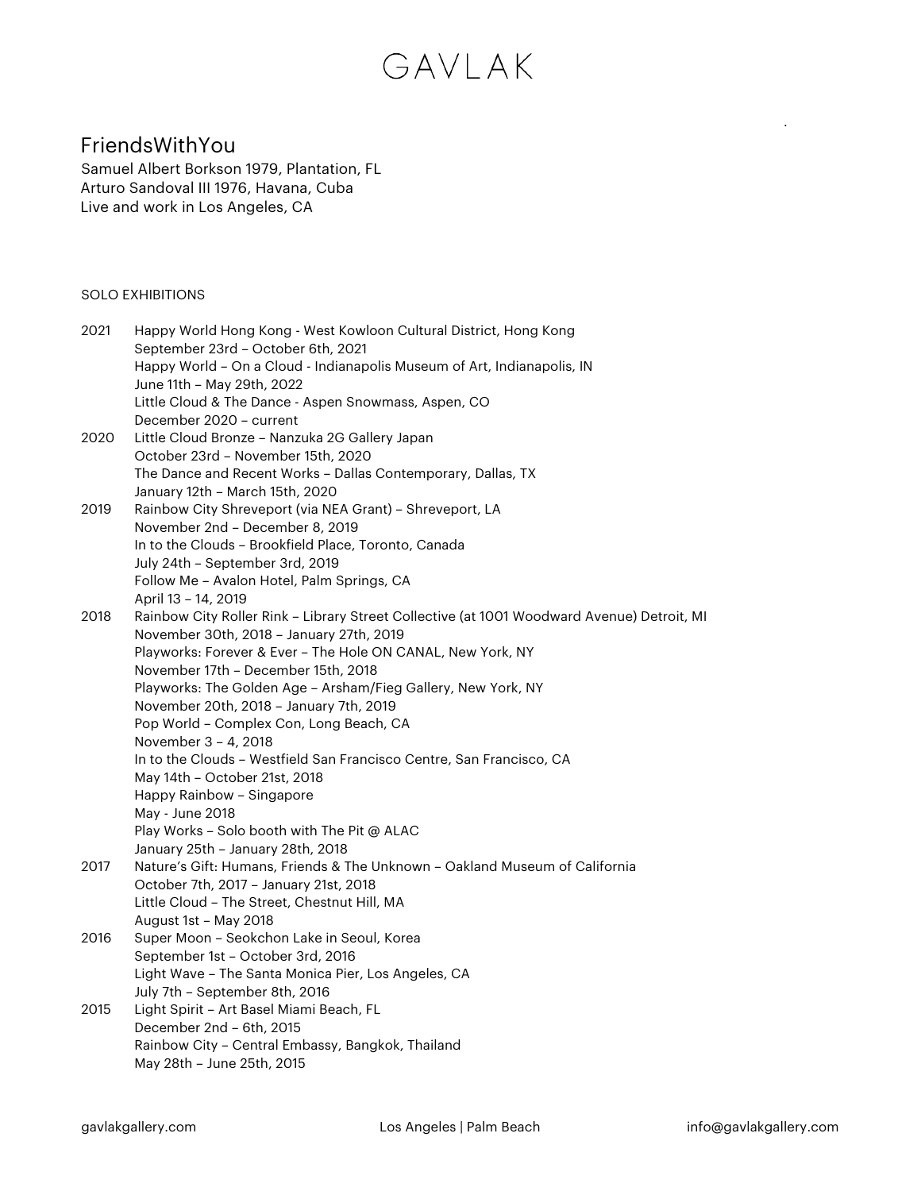GAVLAK

# FriendsWithYou

Samuel Albert Borkson 1979, Plantation, FL
Arturo Sandoval III 1976, Havana, Cuba
Live and work in Los Angeles, CA

## SOLO EXHIBITIONS

**2021**

Happy World Hong Kong - West Kowloon Cultural District, Hong Kong
September 23rd – October 6th, 2021

Happy World – On a Cloud - Indianapolis Museum of Art, Indianapolis, IN
June 11th – May 29th, 2022

Little Cloud & The Dance - Aspen Snowmass, Aspen, CO
December 2020 – current

**2020**

Little Cloud Bronze – Nanzuka 2G Gallery Japan
October 23rd – November 15th, 2020

The Dance and Recent Works – Dallas Contemporary, Dallas, TX
January 12th – March 15th, 2020

**2019**

Rainbow City Shreveport (via NEA Grant) – Shreveport, LA
November 2nd – December 8, 2019

In to the Clouds – Brookfield Place, Toronto, Canada
July 24th – September 3rd, 2019

Follow Me – Avalon Hotel, Palm Springs, CA
April 13 – 14, 2019

**2018**

Rainbow City Roller Rink – Library Street Collective (at 1001 Woodward Avenue) Detroit, MI
November 30th, 2018 – January 27th, 2019

Playworks: Forever & Ever – The Hole ON CANAL, New York, NY
November 17th – December 15th, 2018

Playworks: The Golden Age – Arsham/Fieg Gallery, New York, NY
November 20th, 2018 – January 7th, 2019

Pop World – Complex Con, Long Beach, CA
November 3 – 4, 2018

In to the Clouds – Westfield San Francisco Centre, San Francisco, CA
May 14th – October 21st, 2018

Happy Rainbow – Singapore
May - June 2018

Play Works – Solo booth with The Pit @ ALAC
January 25th – January 28th, 2018

**2017**

Nature's Gift: Humans, Friends & The Unknown – Oakland Museum of California
October 7th, 2017 – January 21st, 2018

Little Cloud – The Street, Chestnut Hill, MA
August 1st – May 2018

**2016**

Super Moon – Seokchon Lake in Seoul, Korea
September 1st – October 3rd, 2016

Light Wave – The Santa Monica Pier, Los Angeles, CA
July 7th – September 8th, 2016

**2015**

Light Spirit – Art Basel Miami Beach, FL
December 2nd – 6th, 2015

Rainbow City – Central Embassy, Bangkok, Thailand
May 28th – June 25th, 2015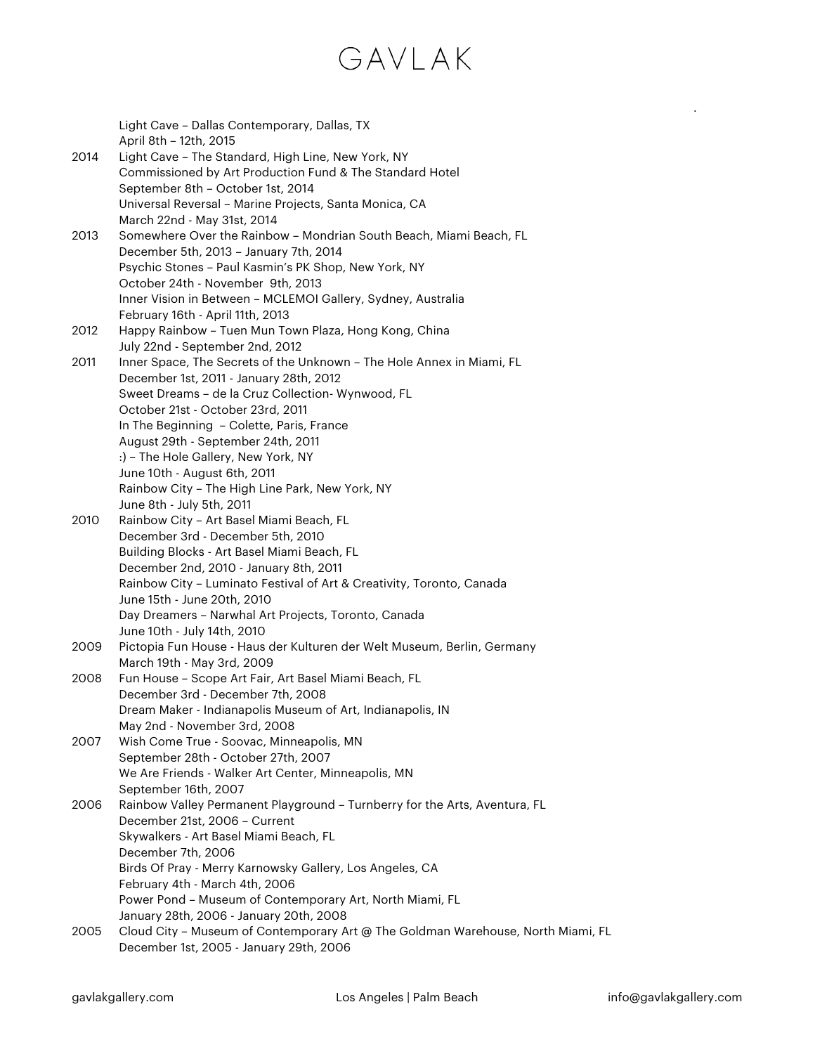Light Cave – Dallas Contemporary, Dallas, TX
April 8th – 12th, 2015

**2014**
Light Cave – The Standard, High Line, New York, NY
Commissioned by Art Production Fund & The Standard Hotel
September 8th – October 1st, 2014
Universal Reversal – Marine Projects, Santa Monica, CA
March 22nd - May 31st, 2014

**2013**
Somewhere Over the Rainbow – Mondrian South Beach, Miami Beach, FL
December 5th, 2013 – January 7th, 2014
Psychic Stones – Paul Kasmin's PK Shop, New York, NY
October 24th - November 9th, 2013
Inner Vision in Between – MCLEMOI Gallery, Sydney, Australia
February 16th - April 11th, 2013

**2012**
Happy Rainbow – Tuen Mun Town Plaza, Hong Kong, China
July 22nd - September 2nd, 2012

**2011**
Inner Space, The Secrets of the Unknown – The Hole Annex in Miami, FL
December 1st, 2011 - January 28th, 2012
Sweet Dreams – de la Cruz Collection- Wynwood, FL
October 21st - October 23rd, 2011
In The Beginning – Colette, Paris, France
August 29th - September 24th, 2011
:) – The Hole Gallery, New York, NY
June 10th - August 6th, 2011
Rainbow City – The High Line Park, New York, NY
June 8th - July 5th, 2011

**2010**
Rainbow City – Art Basel Miami Beach, FL
December 3rd - December 5th, 2010
Building Blocks - Art Basel Miami Beach, FL
December 2nd, 2010 - January 8th, 2011
Rainbow City – Luminato Festival of Art & Creativity, Toronto, Canada
June 15th - June 20th, 2010
Day Dreamers – Narwhal Art Projects, Toronto, Canada
June 10th - July 14th, 2010

**2009**
Pictopia Fun House - Haus der Kulturen der Welt Museum, Berlin, Germany
March 19th - May 3rd, 2009

**2008**
Fun House – Scope Art Fair, Art Basel Miami Beach, FL
December 3rd - December 7th, 2008
Dream Maker - Indianapolis Museum of Art, Indianapolis, IN
May 2nd - November 3rd, 2008

**2007**
Wish Come True - Soovac, Minneapolis, MN
September 28th - October 27th, 2007
We Are Friends - Walker Art Center, Minneapolis, MN
September 16th, 2007

**2006**
Rainbow Valley Permanent Playground – Turnberry for the Arts, Aventura, FL
December 21st, 2006 – Current
Skywalkers - Art Basel Miami Beach, FL
December 7th, 2006
Birds Of Pray - Merry Karnowsky Gallery, Los Angeles, CA
February 4th - March 4th, 2006
Power Pond – Museum of Contemporary Art, North Miami, FL
January 28th, 2006 - January 20th, 2008

**2005**
Cloud City – Museum of Contemporary Art @ The Goldman Warehouse, North Miami, FL
December 1st, 2005 - January 29th, 2006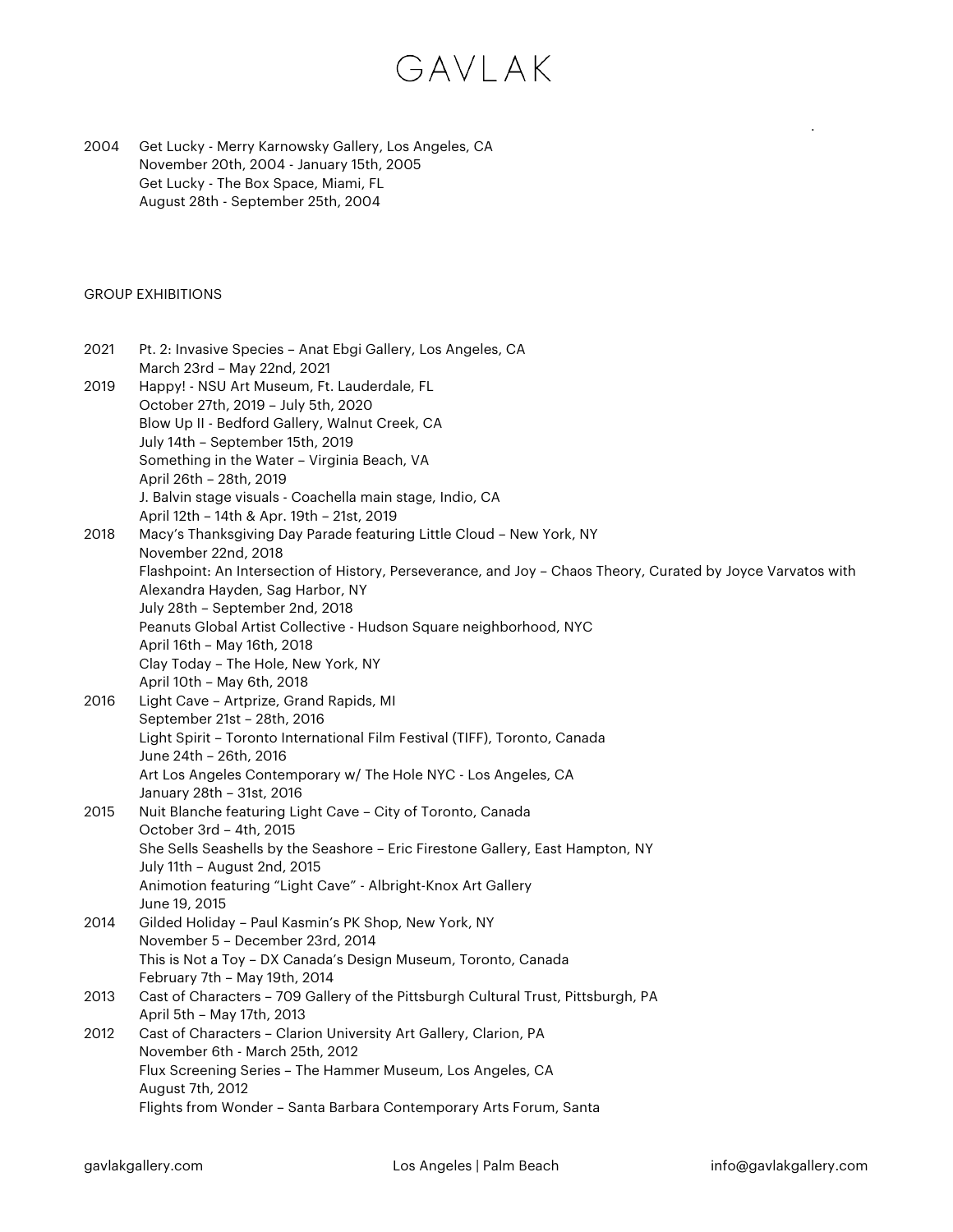2004 Get Lucky - Merry Karnowsky Gallery, Los Angeles, CA
November 20th, 2004 - January 15th, 2005
Get Lucky - The Box Space, Miami, FL
August 28th - September 25th, 2004

GROUP EXHIBITIONS

2021 Pt. 2: Invasive Species – Anat Ebgi Gallery, Los Angeles, CA
March 23rd – May 22nd, 2021

2019 Happy! - NSU Art Museum, Ft. Lauderdale, FL
October 27th, 2019 – July 5th, 2020
Blow Up II - Bedford Gallery, Walnut Creek, CA
July 14th – September 15th, 2019
Something in the Water – Virginia Beach, VA
April 26th – 28th, 2019
J. Balvin stage visuals - Coachella main stage, Indio, CA
April 12th – 14th & Apr. 19th – 21st, 2019

2018 Macy's Thanksgiving Day Parade featuring Little Cloud – New York, NY
November 22nd, 2018
Flashpoint: An Intersection of History, Perseverance, and Joy – Chaos Theory, Curated by Joyce Varvatos with Alexandra Hayden, Sag Harbor, NY
July 28th – September 2nd, 2018
Peanuts Global Artist Collective - Hudson Square neighborhood, NYC
April 16th – May 16th, 2018
Clay Today – The Hole, New York, NY
April 10th – May 6th, 2018

2016 Light Cave – Artprize, Grand Rapids, MI
September 21st – 28th, 2016
Light Spirit – Toronto International Film Festival (TIFF), Toronto, Canada
June 24th – 26th, 2016
Art Los Angeles Contemporary w/ The Hole NYC - Los Angeles, CA
January 28th – 31st, 2016

2015 Nuit Blanche featuring Light Cave – City of Toronto, Canada
October 3rd – 4th, 2015
She Sells Seashells by the Seashore – Eric Firestone Gallery, East Hampton, NY
July 11th – August 2nd, 2015
Animotion featuring "Light Cave" - Albright-Knox Art Gallery
June 19, 2015

2014 Gilded Holiday – Paul Kasmin's PK Shop, New York, NY
November 5 – December 23rd, 2014
This is Not a Toy – DX Canada's Design Museum, Toronto, Canada
February 7th – May 19th, 2014

2013 Cast of Characters – 709 Gallery of the Pittsburgh Cultural Trust, Pittsburgh, PA
April 5th – May 17th, 2013

2012 Cast of Characters – Clarion University Art Gallery, Clarion, PA
November 6th - March 25th, 2012
Flux Screening Series – The Hammer Museum, Los Angeles, CA
August 7th, 2012
Flights from Wonder – Santa Barbara Contemporary Arts Forum, Santa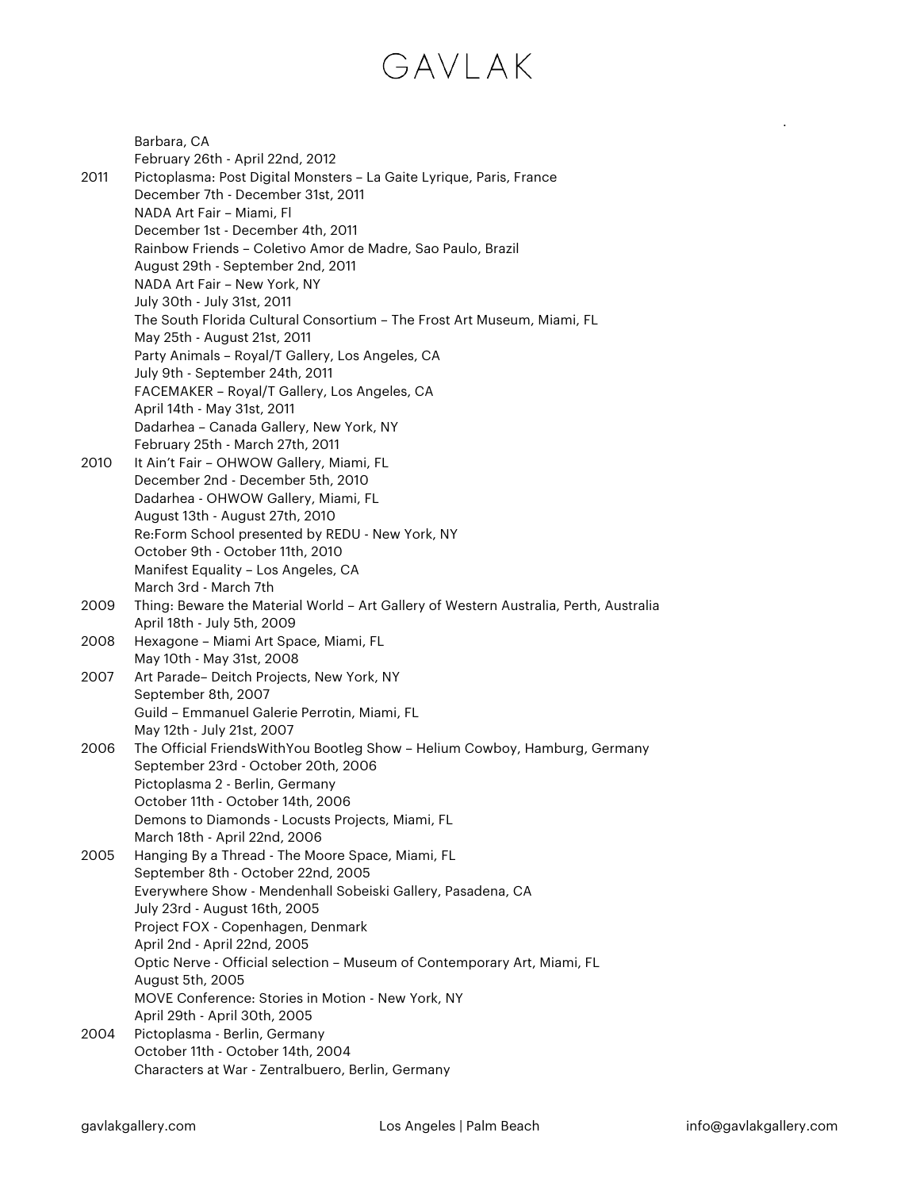Barbara, CA
February 26th - April 22nd, 2012

2011 Pictoplasma: Post Digital Monsters – La Gaite Lyrique, Paris, France
December 7th - December 31st, 2011
NADA Art Fair – Miami, Fl
December 1st - December 4th, 2011
Rainbow Friends – Coletivo Amor de Madre, Sao Paulo, Brazil
August 29th - September 2nd, 2011
NADA Art Fair – New York, NY
July 30th - July 31st, 2011
The South Florida Cultural Consortium – The Frost Art Museum, Miami, FL
May 25th - August 21st, 2011
Party Animals – Royal/T Gallery, Los Angeles, CA
July 9th - September 24th, 2011
FACEMAKER – Royal/T Gallery, Los Angeles, CA
April 14th - May 31st, 2011
Dadarhea – Canada Gallery, New York, NY
February 25th - March 27th, 2011

2010 It Ain't Fair – OHWOW Gallery, Miami, FL
December 2nd - December 5th, 2010
Dadarhea - OHWOW Gallery, Miami, FL
August 13th - August 27th, 2010
Re:Form School presented by REDU - New York, NY
October 9th - October 11th, 2010
Manifest Equality – Los Angeles, CA
March 3rd - March 7th

2009 Thing: Beware the Material World – Art Gallery of Western Australia, Perth, Australia
April 18th - July 5th, 2009

2008 Hexagone – Miami Art Space, Miami, FL
May 10th - May 31st, 2008

2007 Art Parade– Deitch Projects, New York, NY
September 8th, 2007
Guild – Emmanuel Galerie Perrotin, Miami, FL
May 12th - July 21st, 2007

2006 The Official FriendsWithYou Bootleg Show – Helium Cowboy, Hamburg, Germany
September 23rd - October 20th, 2006
Pictoplasma 2 - Berlin, Germany
October 11th - October 14th, 2006
Demons to Diamonds - Locusts Projects, Miami, FL
March 18th - April 22nd, 2006

2005 Hanging By a Thread - The Moore Space, Miami, FL
September 8th - October 22nd, 2005
Everywhere Show - Mendenhall Sobeiski Gallery, Pasadena, CA
July 23rd - August 16th, 2005
Project FOX - Copenhagen, Denmark
April 2nd - April 22nd, 2005
Optic Nerve - Official selection – Museum of Contemporary Art, Miami, FL
August 5th, 2005
MOVE Conference: Stories in Motion - New York, NY
April 29th - April 30th, 2005

2004 Pictoplasma - Berlin, Germany
October 11th - October 14th, 2004
Characters at War - Zentralbuero, Berlin, Germany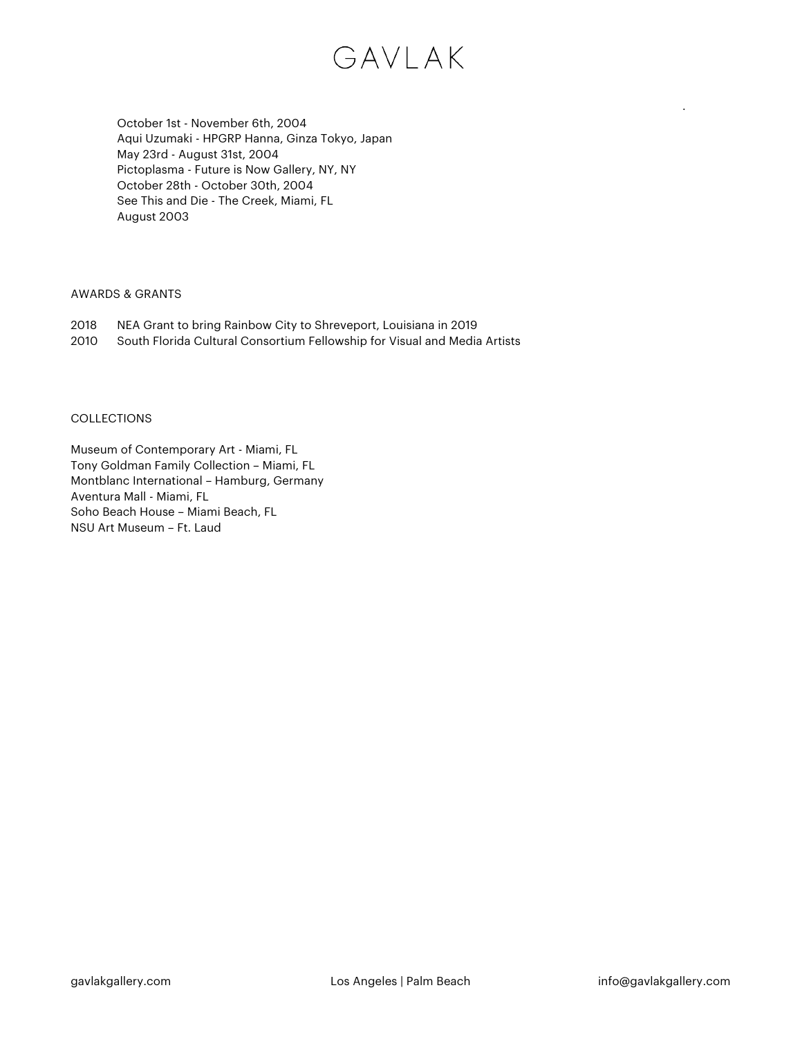October 1st - November 6th, 2004
Aqui Uzumaki - HPGRP Hanna, Ginza Tokyo, Japan
May 23rd - August 31st, 2004
Pictoplasma - Future is Now Gallery, NY, NY
October 28th - October 30th, 2004
See This and Die - The Creek, Miami, FL
August 2003

AWARDS & GRANTS

2018 NEA Grant to bring Rainbow City to Shreveport, Louisiana in 2019
2010 South Florida Cultural Consortium Fellowship for Visual and Media Artists

COLLECTIONS

Museum of Contemporary Art - Miami, FL
Tony Goldman Family Collection – Miami, FL
Montblanc International – Hamburg, Germany
Aventura Mall - Miami, FL
Soho Beach House – Miami Beach, FL
NSU Art Museum – Ft. Laud